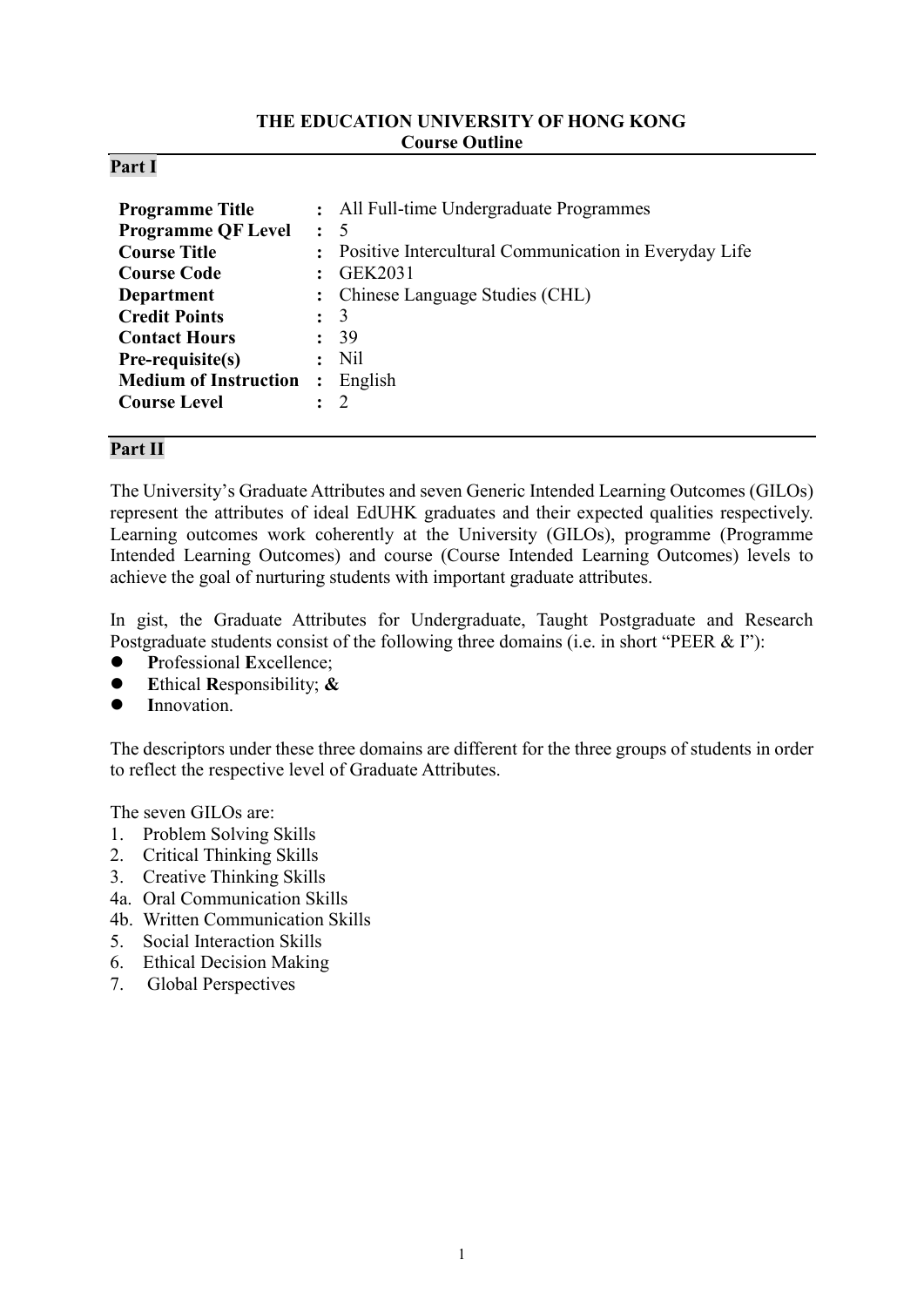**THE EDUCATION UNIVERSITY OF HONG KONG**
**Course Outline**

## Part I

| | | |
|---|---|---|
| **Programme Title** | : | All Full-time Undergraduate Programmes |
| **Programme QF Level** | : | 5 |
| **Course Title** | : | Positive Intercultural Communication in Everyday Life |
| **Course Code** | : | GEK2031 |
| **Department** | : | Chinese Language Studies (CHL) |
| **Credit Points** | : | 3 |
| **Contact Hours** | : | 39 |
| **Pre-requisite(s)** | : | Nil |
| **Medium of Instruction** | : | English |
| **Course Level** | : | 2 |

## Part II

The University's Graduate Attributes and seven Generic Intended Learning Outcomes (GILOs) represent the attributes of ideal EdUHK graduates and their expected qualities respectively. Learning outcomes work coherently at the University (GILOs), programme (Programme Intended Learning Outcomes) and course (Course Intended Learning Outcomes) levels to achieve the goal of nurturing students with important graduate attributes.

In gist, the Graduate Attributes for Undergraduate, Taught Postgraduate and Research Postgraduate students consist of the following three domains (i.e. in short "PEER & I"):

- **P**rofessional **E**xcellence;
- **E**thical **R**esponsibility; **&**
- **I**nnovation.

The descriptors under these three domains are different for the three groups of students in order to reflect the respective level of Graduate Attributes.

The seven GILOs are:

1. Problem Solving Skills
2. Critical Thinking Skills
3. Creative Thinking Skills

4a. Oral Communication Skills
4b. Written Communication Skills

5. Social Interaction Skills
6. Ethical Decision Making
7. Global Perspectives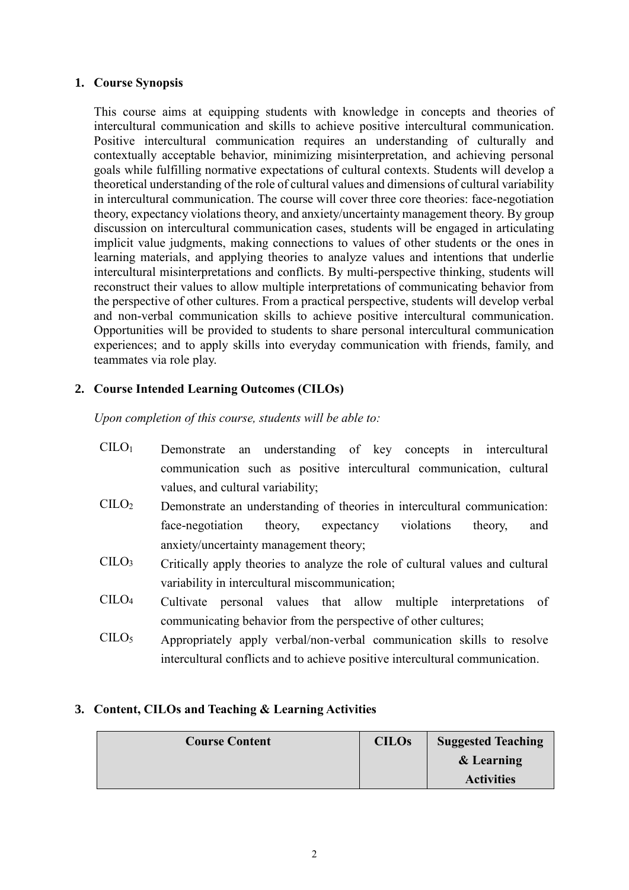## 1. Course Synopsis

This course aims at equipping students with knowledge in concepts and theories of intercultural communication and skills to achieve positive intercultural communication. Positive intercultural communication requires an understanding of culturally and contextually acceptable behavior, minimizing misinterpretation, and achieving personal goals while fulfilling normative expectations of cultural contexts. Students will develop a theoretical understanding of the role of cultural values and dimensions of cultural variability in intercultural communication. The course will cover three core theories: face-negotiation theory, expectancy violations theory, and anxiety/uncertainty management theory. By group discussion on intercultural communication cases, students will be engaged in articulating implicit value judgments, making connections to values of other students or the ones in learning materials, and applying theories to analyze values and intentions that underlie intercultural misinterpretations and conflicts. By multi-perspective thinking, students will reconstruct their values to allow multiple interpretations of communicating behavior from the perspective of other cultures. From a practical perspective, students will develop verbal and non-verbal communication skills to achieve positive intercultural communication. Opportunities will be provided to students to share personal intercultural communication experiences; and to apply skills into everyday communication with friends, family, and teammates via role play.

## 2. Course Intended Learning Outcomes (CILOs)

*Upon completion of this course, students will be able to:*

- $CILO_1$ Demonstrate an understanding of key concepts in intercultural communication such as positive intercultural communication, cultural values, and cultural variability;
- $CILO_2$ Demonstrate an understanding of theories in intercultural communication: face-negotiation theory, expectancy violations theory, and anxiety/uncertainty management theory;
- $CILO_3$ Critically apply theories to analyze the role of cultural values and cultural variability in intercultural miscommunication;
- $CILO_4$ Cultivate personal values that allow multiple interpretations of communicating behavior from the perspective of other cultures;
- $CILO_5$ Appropriately apply verbal/non-verbal communication skills to resolve intercultural conflicts and to achieve positive intercultural communication.

## 3. Content, CILOs and Teaching & Learning Activities

| Course Content | CILOs | Suggested Teaching & Learning Activities |
|---|---|---|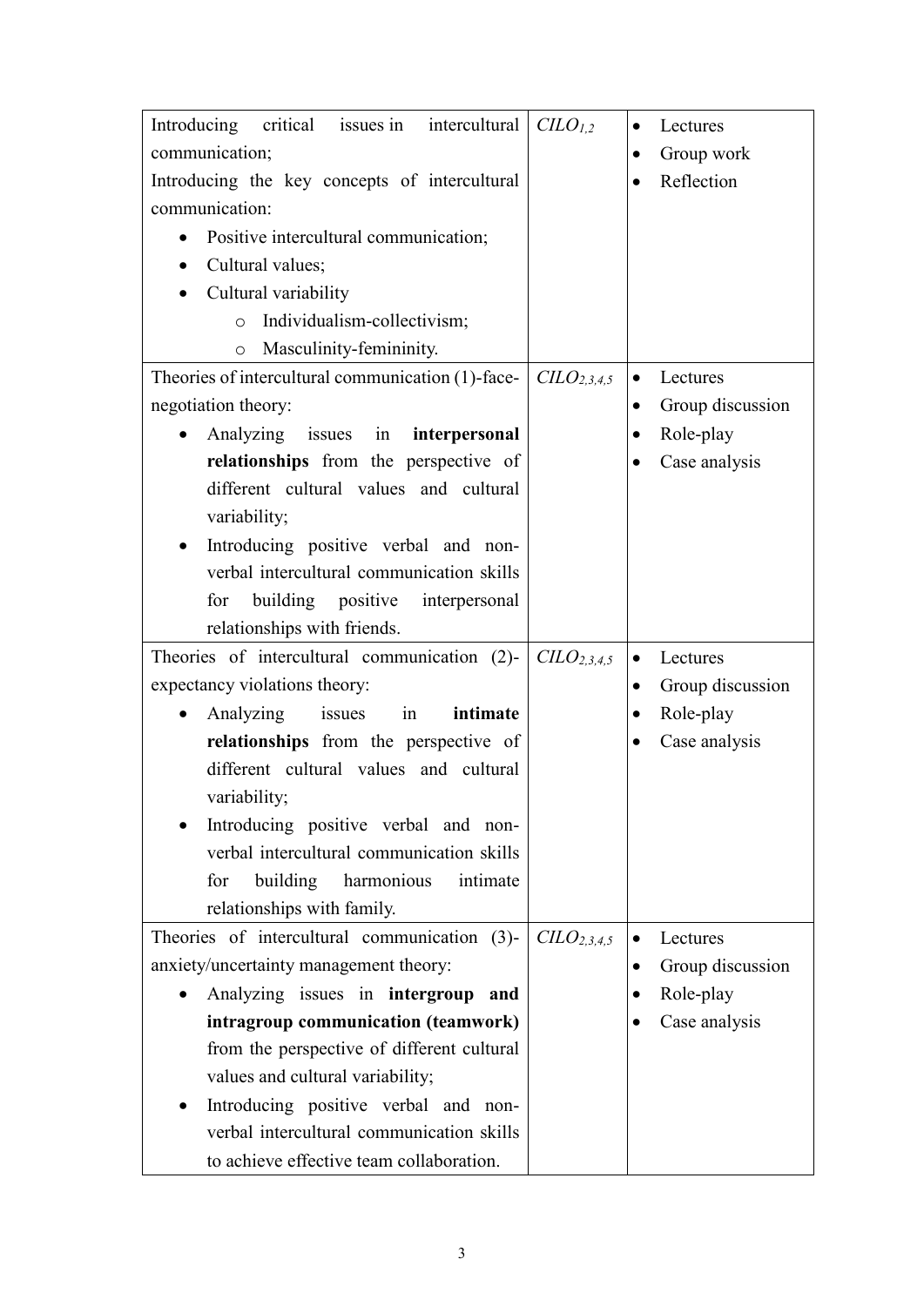| | | |
|---|---|---|
| Introducing critical issues in intercultural communication;<br>Introducing the key concepts of intercultural communication:<br>• Positive intercultural communication;<br>• Cultural values;<br>• Cultural variability<br>  ○ Individualism-collectivism;<br>  ○ Masculinity-femininity. | *$CILO_{1,2}$* | • Lectures<br>• Group work<br>• Reflection |
| Theories of intercultural communication (1)-face-negotiation theory:<br>• Analyzing issues in **interpersonal relationships** from the perspective of different cultural values and cultural variability;<br>• Introducing positive verbal and non-verbal intercultural communication skills for building positive interpersonal relationships with friends. | *$CILO_{2,3,4,5}$* | • Lectures<br>• Group discussion<br>• Role-play<br>• Case analysis |
| Theories of intercultural communication (2)-expectancy violations theory:<br>• Analyzing issues in **intimate relationships** from the perspective of different cultural values and cultural variability;<br>• Introducing positive verbal and non-verbal intercultural communication skills for building harmonious intimate relationships with family. | *$CILO_{2,3,4,5}$* | • Lectures<br>• Group discussion<br>• Role-play<br>• Case analysis |
| Theories of intercultural communication (3)-anxiety/uncertainty management theory:<br>• Analyzing issues in **intergroup and intragroup communication (teamwork)** from the perspective of different cultural values and cultural variability;<br>• Introducing positive verbal and non-verbal intercultural communication skills to achieve effective team collaboration. | *$CILO_{2,3,4,5}$* | • Lectures<br>• Group discussion<br>• Role-play<br>• Case analysis |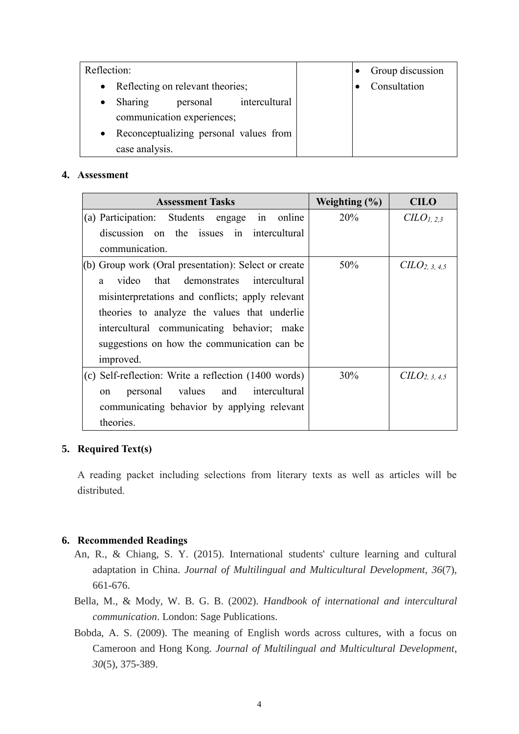| Reflection: <br>• Reflecting on relevant theories; <br>• Sharing personal intercultural communication experiences; <br>• Reconceptualizing personal values from case analysis. | | • Group discussion <br>• Consultation |
|---|---|---|

## 4. Assessment

| Assessment Tasks | Weighting (%) | CILO |
|---|---|---|
| (a) Participation: Students engage in online discussion on the issues in intercultural communication. | 20% | $CILO_{1, 2,3}$ |
| (b) Group work (Oral presentation): Select or create a video that demonstrates intercultural misinterpretations and conflicts; apply relevant theories to analyze the values that underlie intercultural communicating behavior; make suggestions on how the communication can be improved. | 50% | $CILO_{2, 3, 4,5}$ |
| (c) Self-reflection: Write a reflection (1400 words) on personal values and intercultural communicating behavior by applying relevant theories. | 30% | $CILO_{2, 3, 4,5}$ |

## 5. Required Text(s)

A reading packet including selections from literary texts as well as articles will be distributed.

## 6. Recommended Readings

An, R., & Chiang, S. Y. (2015). International students' culture learning and cultural adaptation in China. *Journal of Multilingual and Multicultural Development*, *36*(7), 661-676.

Bella, M., & Mody, W. B. G. B. (2002). *Handbook of international and intercultural communication*. London: Sage Publications.

Bobda, A. S. (2009). The meaning of English words across cultures, with a focus on Cameroon and Hong Kong. *Journal of Multilingual and Multicultural Development*, *30*(5), 375-389.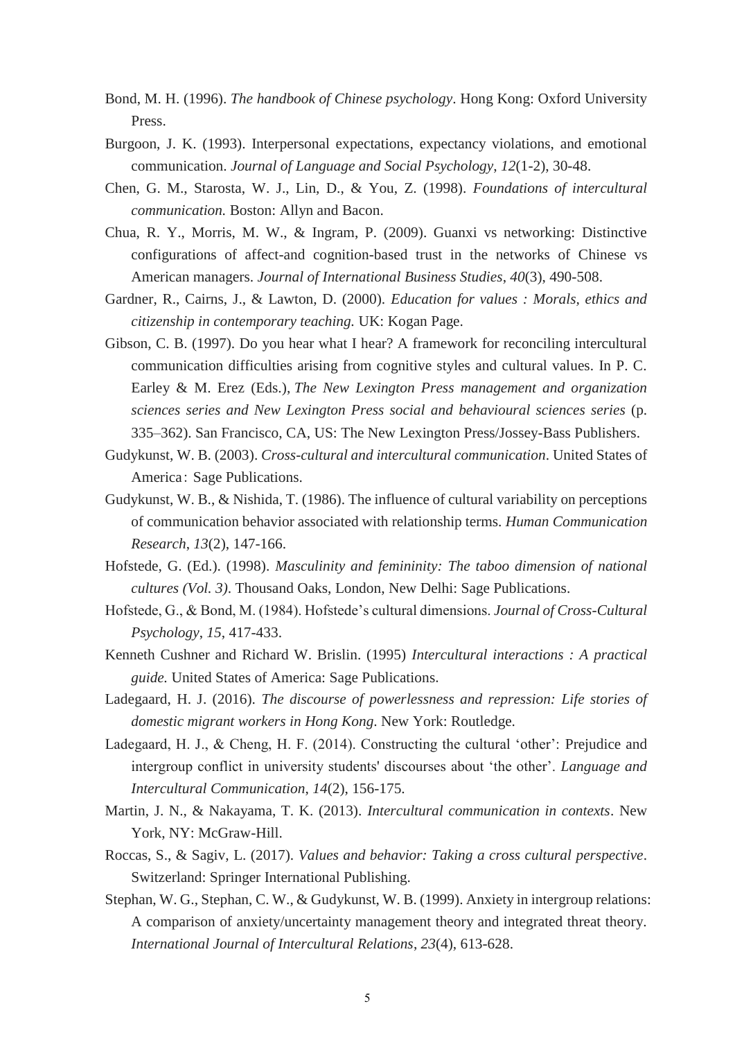Bond, M. H. (1996). *The handbook of Chinese psychology*. Hong Kong: Oxford University Press.

Burgoon, J. K. (1993). Interpersonal expectations, expectancy violations, and emotional communication. *Journal of Language and Social Psychology*, *12*(1-2), 30-48.

Chen, G. M., Starosta, W. J., Lin, D., & You, Z. (1998). *Foundations of intercultural communication.* Boston: Allyn and Bacon.

Chua, R. Y., Morris, M. W., & Ingram, P. (2009). Guanxi vs networking: Distinctive configurations of affect-and cognition-based trust in the networks of Chinese vs American managers. *Journal of International Business Studies*, *40*(3), 490-508.

Gardner, R., Cairns, J., & Lawton, D. (2000). *Education for values : Morals, ethics and citizenship in contemporary teaching.* UK: Kogan Page.

Gibson, C. B. (1997). Do you hear what I hear? A framework for reconciling intercultural communication difficulties arising from cognitive styles and cultural values. In P. C. Earley & M. Erez (Eds.), *The New Lexington Press management and organization sciences series and New Lexington Press social and behavioural sciences series* (p. 335–362). San Francisco, CA, US: The New Lexington Press/Jossey-Bass Publishers.

Gudykunst, W. B. (2003). *Cross-cultural and intercultural communication*. United States of America : Sage Publications.

Gudykunst, W. B., & Nishida, T. (1986). The influence of cultural variability on perceptions of communication behavior associated with relationship terms. *Human Communication Research*, *13*(2), 147-166.

Hofstede, G. (Ed.). (1998). *Masculinity and femininity: The taboo dimension of national cultures (Vol. 3)*. Thousand Oaks, London, New Delhi: Sage Publications.

Hofstede, G., & Bond, M. (1984). Hofstede's cultural dimensions. *Journal of Cross-Cultural Psychology*, *15*, 417-433.

Kenneth Cushner and Richard W. Brislin. (1995) *Intercultural interactions : A practical guide.* United States of America: Sage Publications.

Ladegaard, H. J. (2016). *The discourse of powerlessness and repression: Life stories of domestic migrant workers in Hong Kong*. New York: Routledge.

Ladegaard, H. J., & Cheng, H. F. (2014). Constructing the cultural 'other': Prejudice and intergroup conflict in university students' discourses about 'the other'. *Language and Intercultural Communication*, *14*(2), 156-175.

Martin, J. N., & Nakayama, T. K. (2013). *Intercultural communication in contexts*. New York, NY: McGraw-Hill.

Roccas, S., & Sagiv, L. (2017). *Values and behavior: Taking a cross cultural perspective*. Switzerland: Springer International Publishing.

Stephan, W. G., Stephan, C. W., & Gudykunst, W. B. (1999). Anxiety in intergroup relations: A comparison of anxiety/uncertainty management theory and integrated threat theory. *International Journal of Intercultural Relations*, *23*(4), 613-628.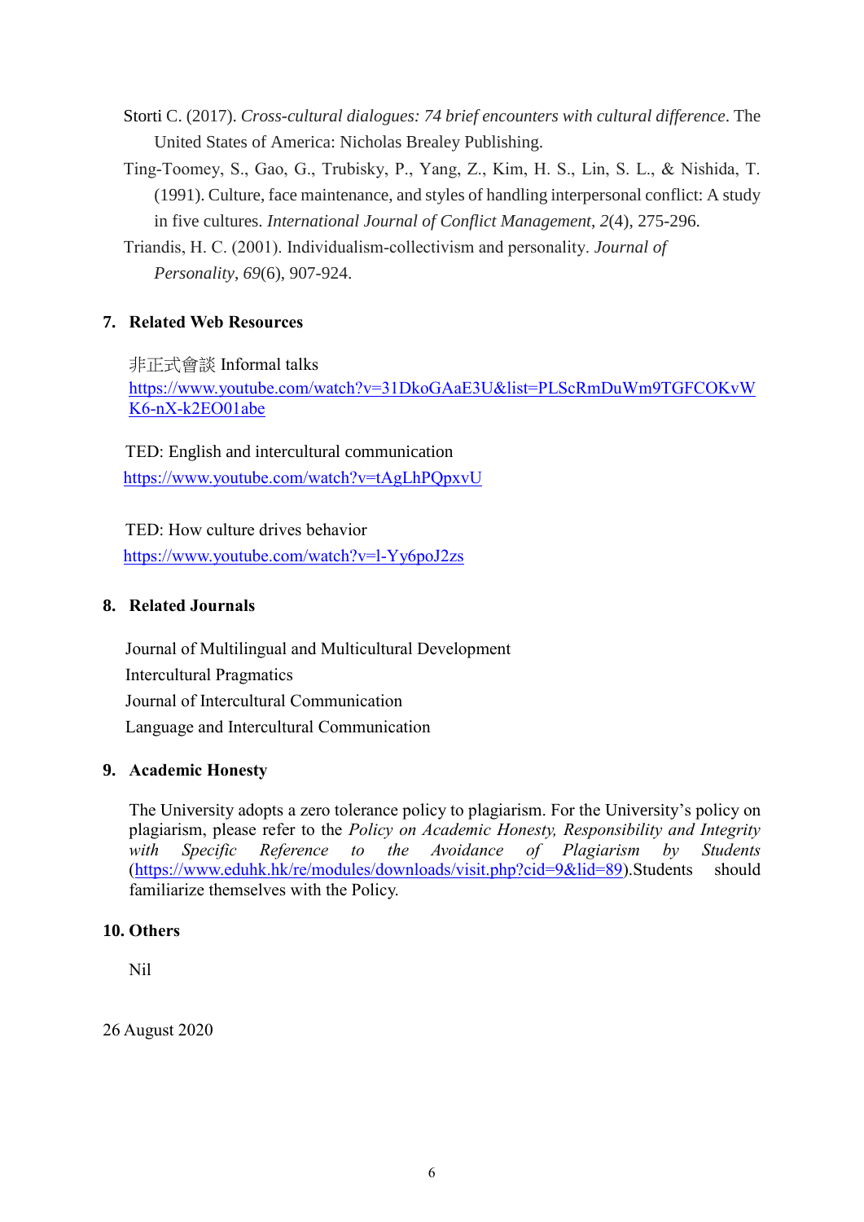Storti C. (2017). *Cross-cultural dialogues: 74 brief encounters with cultural difference*. The United States of America: Nicholas Brealey Publishing.

Ting-Toomey, S., Gao, G., Trubisky, P., Yang, Z., Kim, H. S., Lin, S. L., & Nishida, T. (1991). Culture, face maintenance, and styles of handling interpersonal conflict: A study in five cultures. *International Journal of Conflict Management*, *2*(4), 275-296.

Triandis, H. C. (2001). Individualism-collectivism and personality. *Journal of Personality*, *69*(6), 907-924.

## 7. Related Web Resources

非正式會談 Informal talks
https://www.youtube.com/watch?v=31DkoGAaE3U&list=PLScRmDuWm9TGFCOKvWK6-nX-k2EO01abe

TED: English and intercultural communication
https://www.youtube.com/watch?v=tAgLhPQpxvU

TED: How culture drives behavior
https://www.youtube.com/watch?v=l-Y6poJ2zs

## 8. Related Journals

Journal of Multilingual and Multicultural Development
Intercultural Pragmatics
Journal of Intercultural Communication
Language and Intercultural Communication

## 9. Academic Honesty

The University adopts a zero tolerance policy to plagiarism. For the University's policy on plagiarism, please refer to the *Policy on Academic Honesty, Responsibility and Integrity with Specific Reference to the Avoidance of Plagiarism by Students* (https://www.eduhk.hk/re/modules/downloads/visit.php?cid=9&lid=89).Students should familiarize themselves with the Policy.

## 10. Others

Nil

26 August 2020